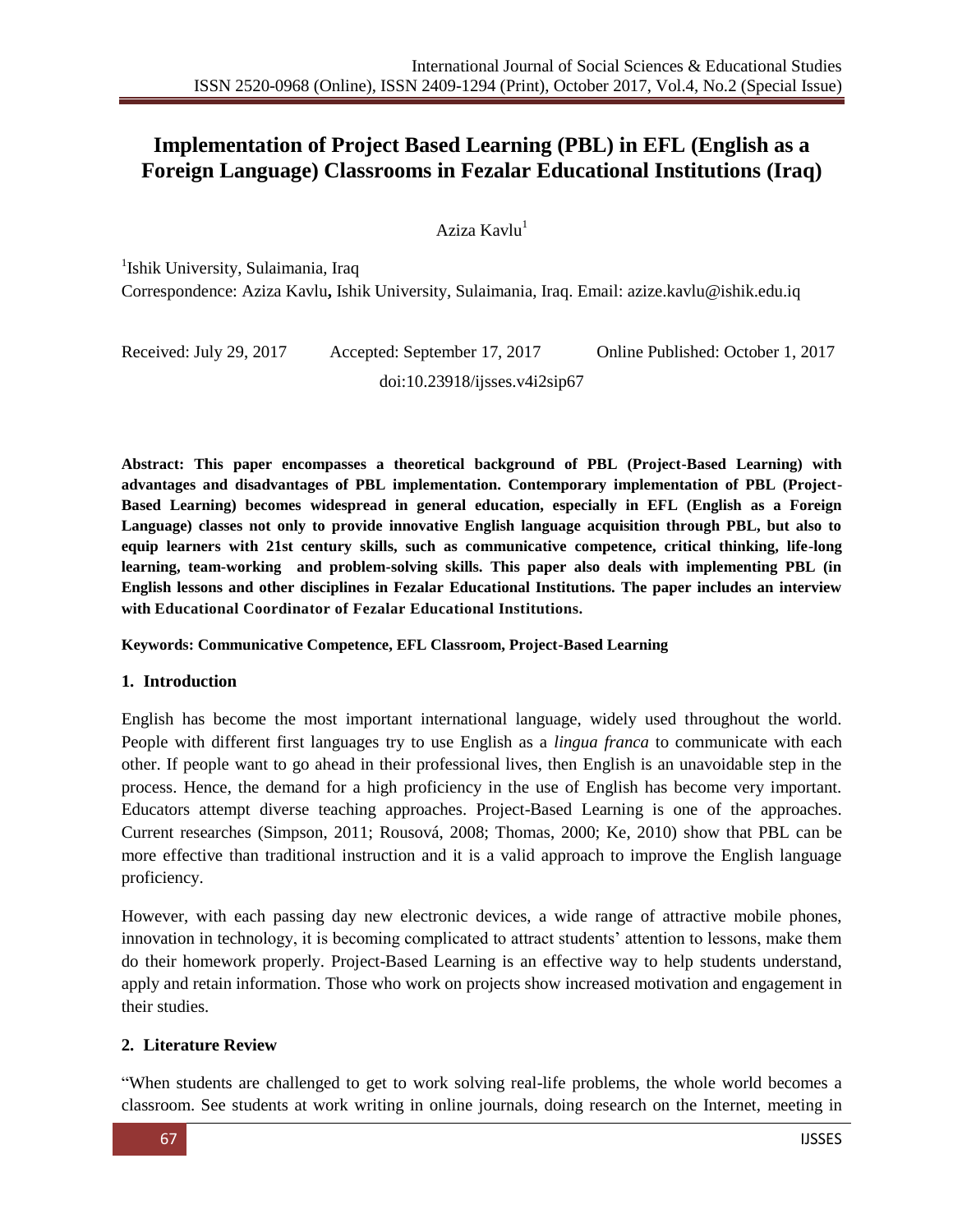# Implementation of Project Based Learning (PBL) in EFL (English as a Foreign Language) Classrooms in Fezalar Educational Institutions (Iraq)

Aziza Kavlu[1]

[1]Ishik University, Sulaimania, Iraq

Correspondence: Aziza Kavlu, Ishik University, Sulaimania, Iraq. Email: azize.kavlu@ishik.edu.iq

Received: July 29, 2017 Accepted: September 17, 2017 Online Published: October 1, 2017

doi:10.23918/ijsses.v4i2sip67

**Abstract: This paper encompasses a theoretical background of PBL (Project-Based Learning) with advantages and disadvantages of PBL implementation. Contemporary implementation of PBL (Project-Based Learning) becomes widespread in general education, especially in EFL (English as a Foreign Language) classes not only to provide innovative English language acquisition through PBL, but also to equip learners with 21st century skills, such as communicative competence, critical thinking, life-long learning, team-working and problem-solving skills. This paper also deals with implementing PBL (in English lessons and other disciplines in Fezalar Educational Institutions. The paper includes an interview with Educational Coordinator of Fezalar Educational Institutions.**

**Keywords: Communicative Competence, EFL Classroom, Project-Based Learning**

## 1. Introduction

English has become the most important international language, widely used throughout the world. People with different first languages try to use English as a *lingua franca* to communicate with each other. If people want to go ahead in their professional lives, then English is an unavoidable step in the process. Hence, the demand for a high proficiency in the use of English has become very important. Educators attempt diverse teaching approaches. Project-Based Learning is one of the approaches. Current researches (Simpson, 2011; Rousová, 2008; Thomas, 2000; Ke, 2010) show that PBL can be more effective than traditional instruction and it is a valid approach to improve the English language proficiency.

However, with each passing day new electronic devices, a wide range of attractive mobile phones, innovation in technology, it is becoming complicated to attract students' attention to lessons, make them do their homework properly. Project-Based Learning is an effective way to help students understand, apply and retain information. Those who work on projects show increased motivation and engagement in their studies.

## 2. Literature Review

"When students are challenged to get to work solving real-life problems, the whole world becomes a classroom. See students at work writing in online journals, doing research on the Internet, meeting in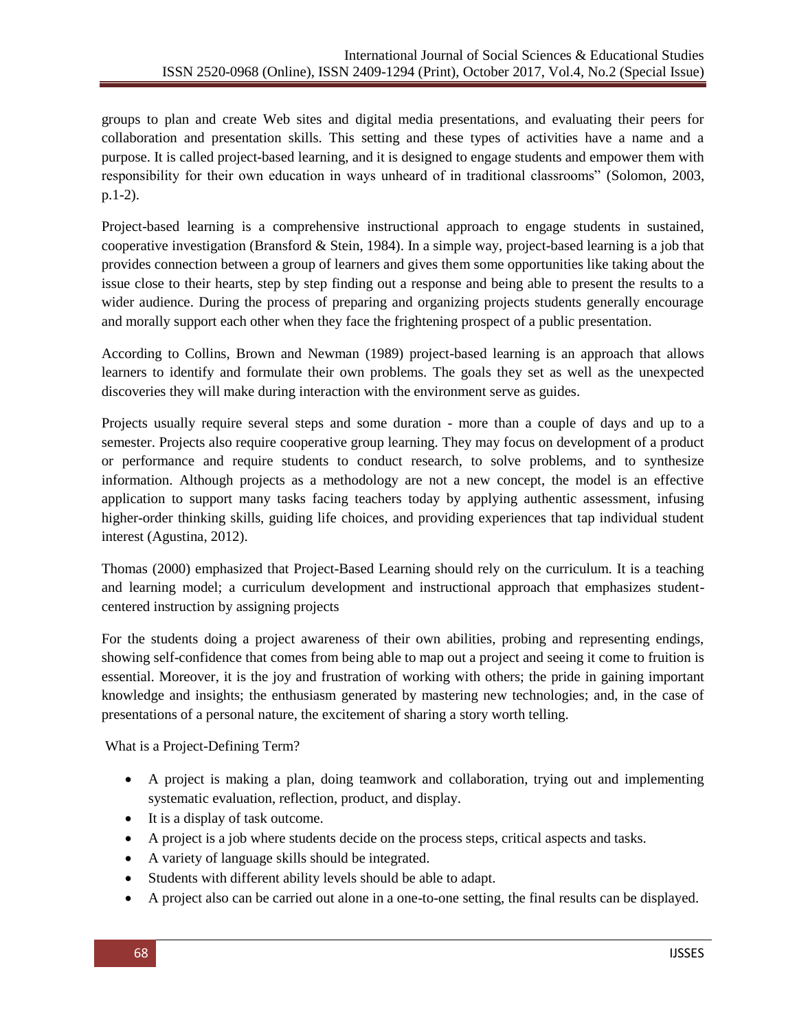groups to plan and create Web sites and digital media presentations, and evaluating their peers for collaboration and presentation skills. This setting and these types of activities have a name and a purpose. It is called project-based learning, and it is designed to engage students and empower them with responsibility for their own education in ways unheard of in traditional classrooms" (Solomon, 2003, p.1-2).

Project-based learning is a comprehensive instructional approach to engage students in sustained, cooperative investigation (Bransford & Stein, 1984). In a simple way, project-based learning is a job that provides connection between a group of learners and gives them some opportunities like taking about the issue close to their hearts, step by step finding out a response and being able to present the results to a wider audience. During the process of preparing and organizing projects students generally encourage and morally support each other when they face the frightening prospect of a public presentation.

According to Collins, Brown and Newman (1989) project-based learning is an approach that allows learners to identify and formulate their own problems. The goals they set as well as the unexpected discoveries they will make during interaction with the environment serve as guides.

Projects usually require several steps and some duration - more than a couple of days and up to a semester. Projects also require cooperative group learning. They may focus on development of a product or performance and require students to conduct research, to solve problems, and to synthesize information. Although projects as a methodology are not a new concept, the model is an effective application to support many tasks facing teachers today by applying authentic assessment, infusing higher-order thinking skills, guiding life choices, and providing experiences that tap individual student interest (Agustina, 2012).

Thomas (2000) emphasized that Project-Based Learning should rely on the curriculum. It is a teaching and learning model; a curriculum development and instructional approach that emphasizes student-centered instruction by assigning projects

For the students doing a project awareness of their own abilities, probing and representing endings, showing self-confidence that comes from being able to map out a project and seeing it come to fruition is essential. Moreover, it is the joy and frustration of working with others; the pride in gaining important knowledge and insights; the enthusiasm generated by mastering new technologies; and, in the case of presentations of a personal nature, the excitement of sharing a story worth telling.

What is a Project-Defining Term?

- A project is making a plan, doing teamwork and collaboration, trying out and implementing systematic evaluation, reflection, product, and display.
- It is a display of task outcome.
- A project is a job where students decide on the process steps, critical aspects and tasks.
- A variety of language skills should be integrated.
- Students with different ability levels should be able to adapt.
- A project also can be carried out alone in a one-to-one setting, the final results can be displayed.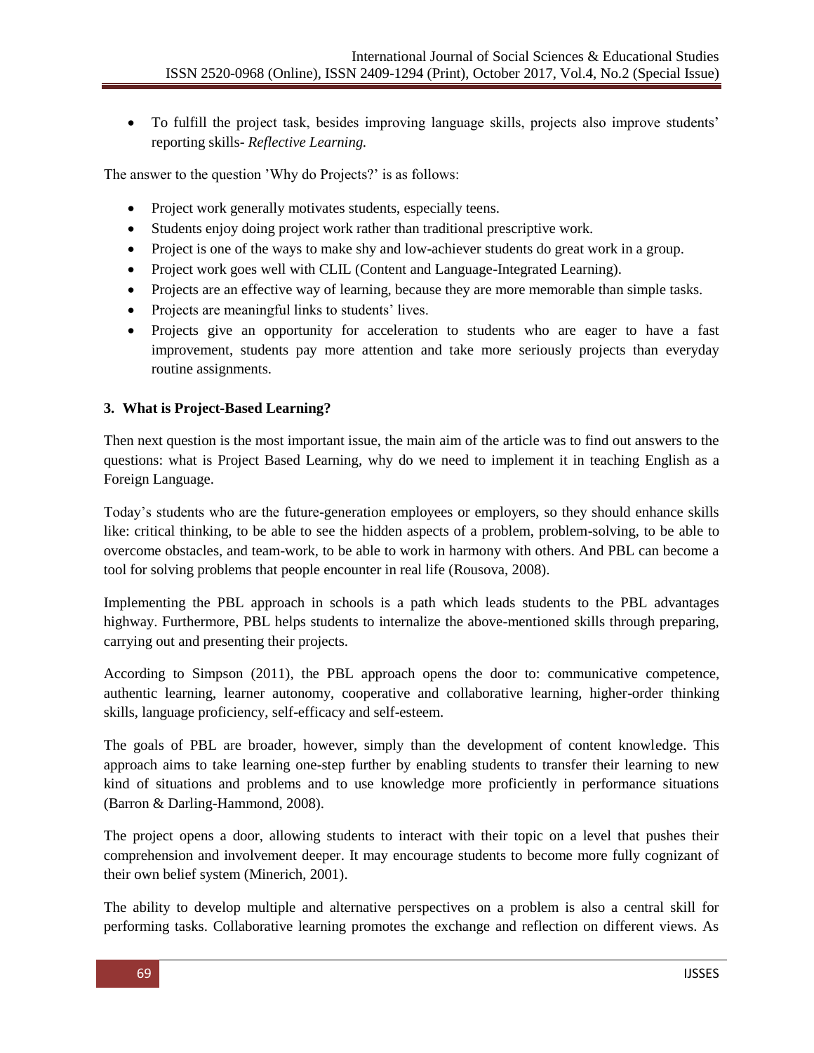- To fulfill the project task, besides improving language skills, projects also improve students' reporting skills- *Reflective Learning.*

The answer to the question 'Why do Projects?' is as follows:

- Project work generally motivates students, especially teens.
- Students enjoy doing project work rather than traditional prescriptive work.
- Project is one of the ways to make shy and low-achiever students do great work in a group.
- Project work goes well with CLIL (Content and Language-Integrated Learning).
- Projects are an effective way of learning, because they are more memorable than simple tasks.
- Projects are meaningful links to students' lives.
- Projects give an opportunity for acceleration to students who are eager to have a fast improvement, students pay more attention and take more seriously projects than everyday routine assignments.

### 3. What is Project-Based Learning?

Then next question is the most important issue, the main aim of the article was to find out answers to the questions: what is Project Based Learning, why do we need to implement it in teaching English as a Foreign Language.

Today's students who are the future-generation employees or employers, so they should enhance skills like: critical thinking, to be able to see the hidden aspects of a problem, problem-solving, to be able to overcome obstacles, and team-work, to be able to work in harmony with others. And PBL can become a tool for solving problems that people encounter in real life (Rousova, 2008).

Implementing the PBL approach in schools is a path which leads students to the PBL advantages highway. Furthermore, PBL helps students to internalize the above-mentioned skills through preparing, carrying out and presenting their projects.

According to Simpson (2011), the PBL approach opens the door to: communicative competence, authentic learning, learner autonomy, cooperative and collaborative learning, higher-order thinking skills, language proficiency, self-efficacy and self-esteem.

The goals of PBL are broader, however, simply than the development of content knowledge. This approach aims to take learning one-step further by enabling students to transfer their learning to new kind of situations and problems and to use knowledge more proficiently in performance situations (Barron & Darling-Hammond, 2008).

The project opens a door, allowing students to interact with their topic on a level that pushes their comprehension and involvement deeper. It may encourage students to become more fully cognizant of their own belief system (Minerich, 2001).

The ability to develop multiple and alternative perspectives on a problem is also a central skill for performing tasks. Collaborative learning promotes the exchange and reflection on different views. As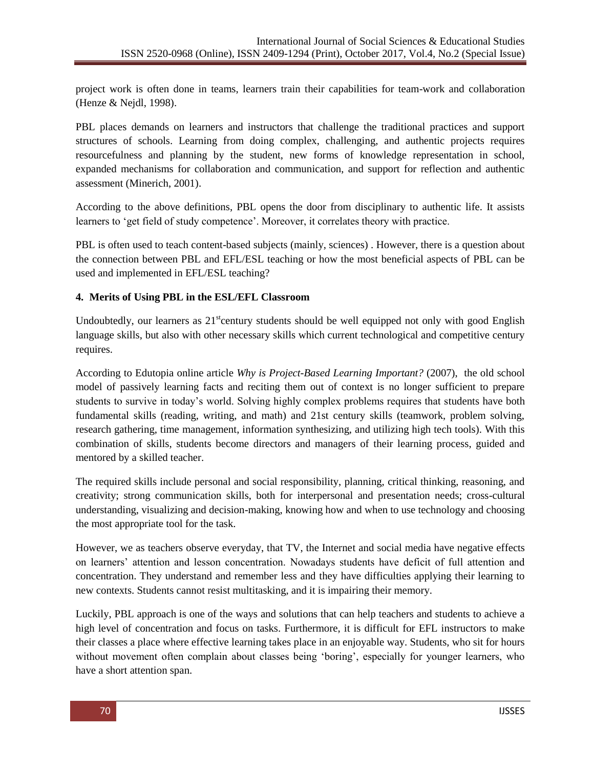project work is often done in teams, learners train their capabilities for team-work and collaboration (Henze & Nejdl, 1998).

PBL places demands on learners and instructors that challenge the traditional practices and support structures of schools. Learning from doing complex, challenging, and authentic projects requires resourcefulness and planning by the student, new forms of knowledge representation in school, expanded mechanisms for collaboration and communication, and support for reflection and authentic assessment (Minerich, 2001).

According to the above definitions, PBL opens the door from disciplinary to authentic life. It assists learners to 'get field of study competence'. Moreover, it correlates theory with practice.

PBL is often used to teach content-based subjects (mainly, sciences) . However, there is a question about the connection between PBL and EFL/ESL teaching or how the most beneficial aspects of PBL can be used and implemented in EFL/ESL teaching?

## 4. Merits of Using PBL in the ESL/EFL Classroom

Undoubtedly, our learners as 21stcentury students should be well equipped not only with good English language skills, but also with other necessary skills which current technological and competitive century requires.

According to Edutopia online article *Why is Project-Based Learning Important?* (2007), the old school model of passively learning facts and reciting them out of context is no longer sufficient to prepare students to survive in today's world. Solving highly complex problems requires that students have both fundamental skills (reading, writing, and math) and 21st century skills (teamwork, problem solving, research gathering, time management, information synthesizing, and utilizing high tech tools). With this combination of skills, students become directors and managers of their learning process, guided and mentored by a skilled teacher.

The required skills include personal and social responsibility, planning, critical thinking, reasoning, and creativity; strong communication skills, both for interpersonal and presentation needs; cross-cultural understanding, visualizing and decision-making, knowing how and when to use technology and choosing the most appropriate tool for the task.

However, we as teachers observe everyday, that TV, the Internet and social media have negative effects on learners' attention and lesson concentration. Nowadays students have deficit of full attention and concentration. They understand and remember less and they have difficulties applying their learning to new contexts. Students cannot resist multitasking, and it is impairing their memory.

Luckily, PBL approach is one of the ways and solutions that can help teachers and students to achieve a high level of concentration and focus on tasks. Furthermore, it is difficult for EFL instructors to make their classes a place where effective learning takes place in an enjoyable way. Students, who sit for hours without movement often complain about classes being 'boring', especially for younger learners, who have a short attention span.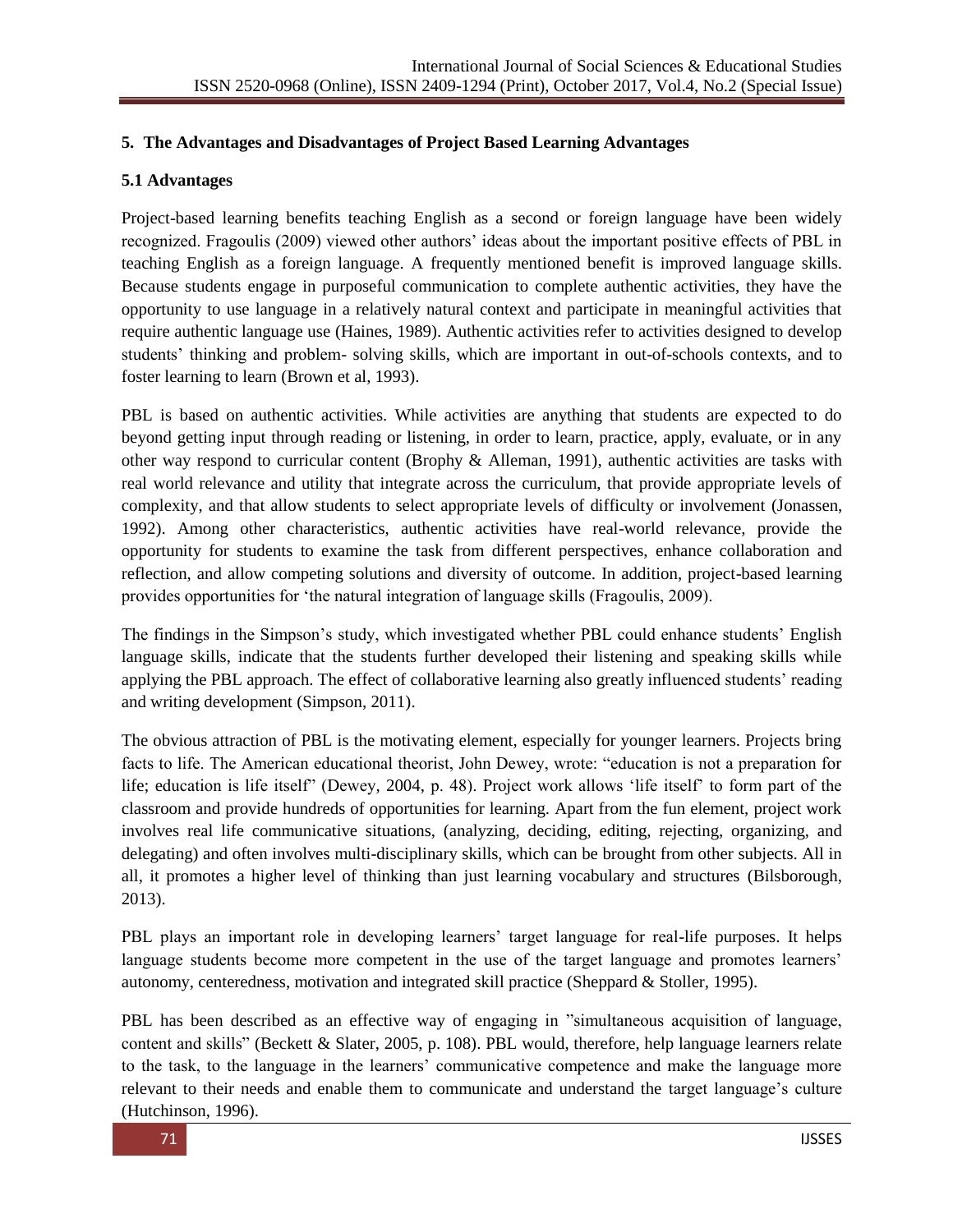## 5. The Advantages and Disadvantages of Project Based Learning Advantages

### 5.1 Advantages

Project-based learning benefits teaching English as a second or foreign language have been widely recognized. Fragoulis (2009) viewed other authors' ideas about the important positive effects of PBL in teaching English as a foreign language. A frequently mentioned benefit is improved language skills. Because students engage in purposeful communication to complete authentic activities, they have the opportunity to use language in a relatively natural context and participate in meaningful activities that require authentic language use (Haines, 1989). Authentic activities refer to activities designed to develop students' thinking and problem- solving skills, which are important in out-of-schools contexts, and to foster learning to learn (Brown et al, 1993).

PBL is based on authentic activities. While activities are anything that students are expected to do beyond getting input through reading or listening, in order to learn, practice, apply, evaluate, or in any other way respond to curricular content (Brophy & Alleman, 1991), authentic activities are tasks with real world relevance and utility that integrate across the curriculum, that provide appropriate levels of complexity, and that allow students to select appropriate levels of difficulty or involvement (Jonassen, 1992). Among other characteristics, authentic activities have real-world relevance, provide the opportunity for students to examine the task from different perspectives, enhance collaboration and reflection, and allow competing solutions and diversity of outcome. In addition, project-based learning provides opportunities for 'the natural integration of language skills (Fragoulis, 2009).

The findings in the Simpson's study, which investigated whether PBL could enhance students' English language skills, indicate that the students further developed their listening and speaking skills while applying the PBL approach. The effect of collaborative learning also greatly influenced students' reading and writing development (Simpson, 2011).

The obvious attraction of PBL is the motivating element, especially for younger learners. Projects bring facts to life. The American educational theorist, John Dewey, wrote: "education is not a preparation for life; education is life itself" (Dewey, 2004, p. 48). Project work allows 'life itself' to form part of the classroom and provide hundreds of opportunities for learning. Apart from the fun element, project work involves real life communicative situations, (analyzing, deciding, editing, rejecting, organizing, and delegating) and often involves multi-disciplinary skills, which can be brought from other subjects. All in all, it promotes a higher level of thinking than just learning vocabulary and structures (Bilsborough, 2013).

PBL plays an important role in developing learners' target language for real-life purposes. It helps language students become more competent in the use of the target language and promotes learners' autonomy, centeredness, motivation and integrated skill practice (Sheppard & Stoller, 1995).

PBL has been described as an effective way of engaging in "simultaneous acquisition of language, content and skills" (Beckett & Slater, 2005, p. 108). PBL would, therefore, help language learners relate to the task, to the language in the learners' communicative competence and make the language more relevant to their needs and enable them to communicate and understand the target language's culture (Hutchinson, 1996).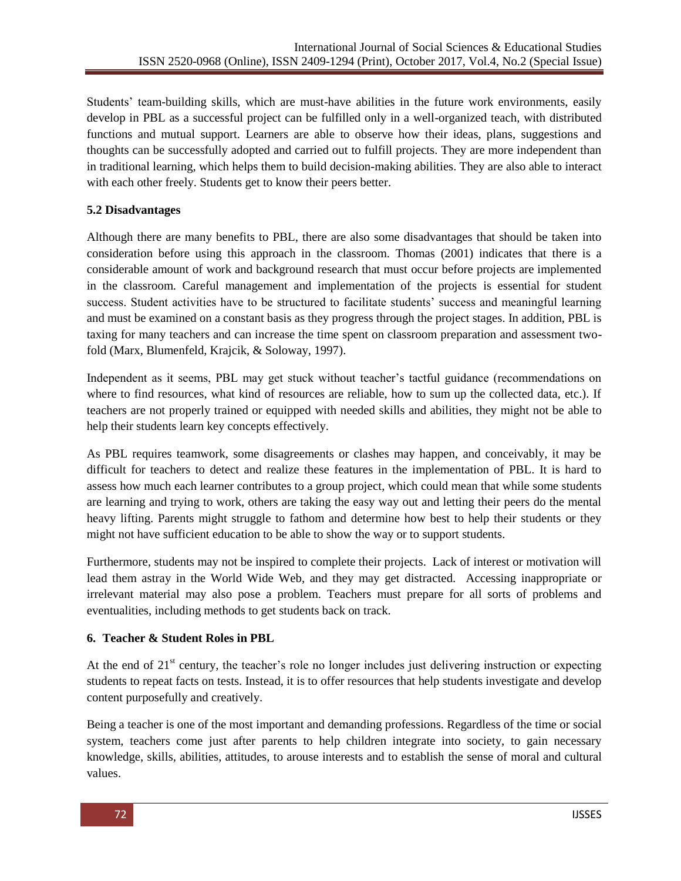Students' team-building skills, which are must-have abilities in the future work environments, easily develop in PBL as a successful project can be fulfilled only in a well-organized teach, with distributed functions and mutual support. Learners are able to observe how their ideas, plans, suggestions and thoughts can be successfully adopted and carried out to fulfill projects. They are more independent than in traditional learning, which helps them to build decision-making abilities. They are also able to interact with each other freely. Students get to know their peers better.

### 5.2 Disadvantages

Although there are many benefits to PBL, there are also some disadvantages that should be taken into consideration before using this approach in the classroom. Thomas (2001) indicates that there is a considerable amount of work and background research that must occur before projects are implemented in the classroom. Careful management and implementation of the projects is essential for student success. Student activities have to be structured to facilitate students' success and meaningful learning and must be examined on a constant basis as they progress through the project stages. In addition, PBL is taxing for many teachers and can increase the time spent on classroom preparation and assessment two-fold (Marx, Blumenfeld, Krajcik, & Soloway, 1997).

Independent as it seems, PBL may get stuck without teacher's tactful guidance (recommendations on where to find resources, what kind of resources are reliable, how to sum up the collected data, etc.). If teachers are not properly trained or equipped with needed skills and abilities, they might not be able to help their students learn key concepts effectively.

As PBL requires teamwork, some disagreements or clashes may happen, and conceivably, it may be difficult for teachers to detect and realize these features in the implementation of PBL. It is hard to assess how much each learner contributes to a group project, which could mean that while some students are learning and trying to work, others are taking the easy way out and letting their peers do the mental heavy lifting. Parents might struggle to fathom and determine how best to help their students or they might not have sufficient education to be able to show the way or to support students.

Furthermore, students may not be inspired to complete their projects. Lack of interest or motivation will lead them astray in the World Wide Web, and they may get distracted. Accessing inappropriate or irrelevant material may also pose a problem. Teachers must prepare for all sorts of problems and eventualities, including methods to get students back on track.

## 6. Teacher & Student Roles in PBL

At the end of 21st century, the teacher's role no longer includes just delivering instruction or expecting students to repeat facts on tests. Instead, it is to offer resources that help students investigate and develop content purposefully and creatively.

Being a teacher is one of the most important and demanding professions. Regardless of the time or social system, teachers come just after parents to help children integrate into society, to gain necessary knowledge, skills, abilities, attitudes, to arouse interests and to establish the sense of moral and cultural values.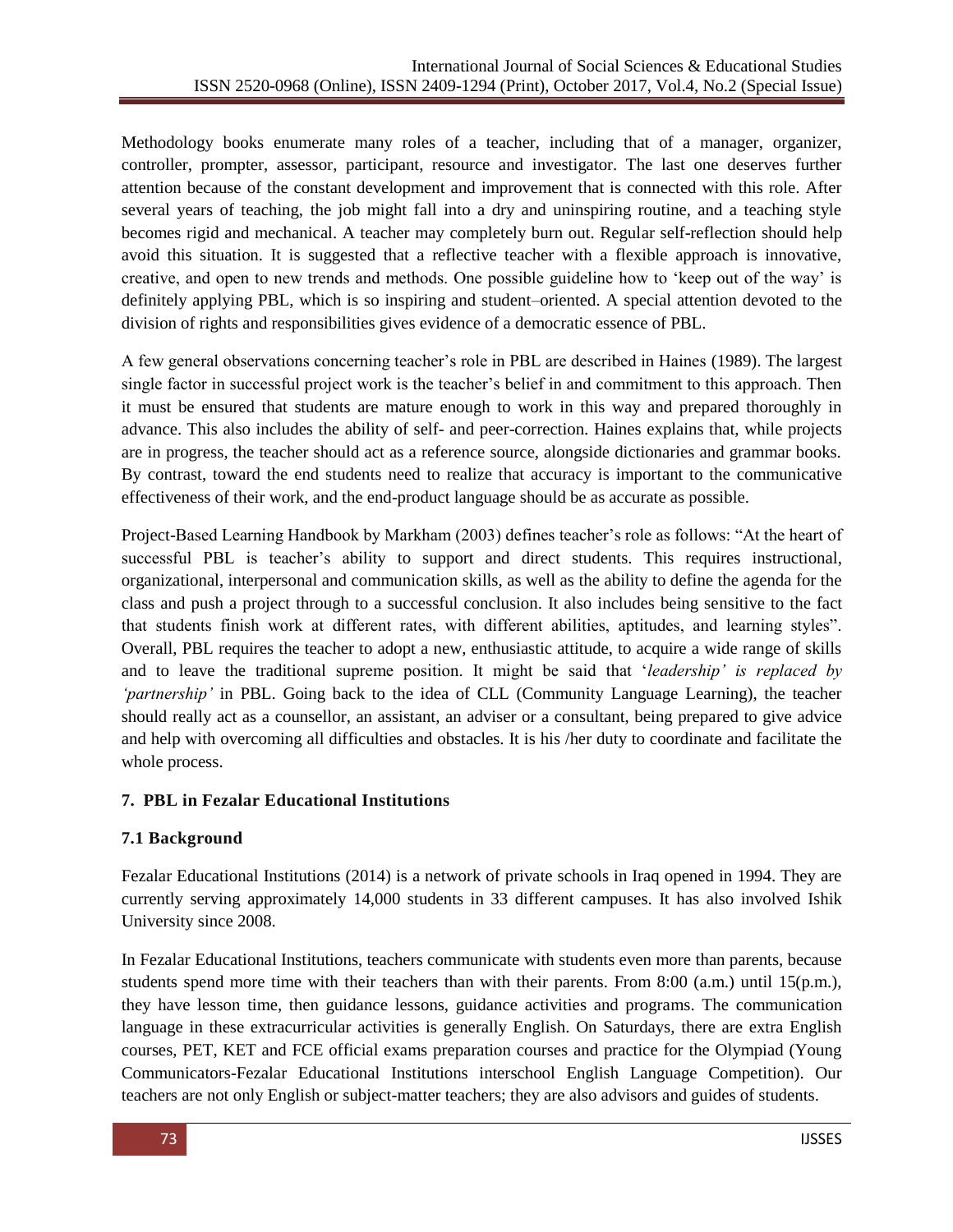Methodology books enumerate many roles of a teacher, including that of a manager, organizer, controller, prompter, assessor, participant, resource and investigator. The last one deserves further attention because of the constant development and improvement that is connected with this role. After several years of teaching, the job might fall into a dry and uninspiring routine, and a teaching style becomes rigid and mechanical. A teacher may completely burn out. Regular self-reflection should help avoid this situation. It is suggested that a reflective teacher with a flexible approach is innovative, creative, and open to new trends and methods. One possible guideline how to 'keep out of the way' is definitely applying PBL, which is so inspiring and student–oriented. A special attention devoted to the division of rights and responsibilities gives evidence of a democratic essence of PBL.

A few general observations concerning teacher's role in PBL are described in Haines (1989). The largest single factor in successful project work is the teacher's belief in and commitment to this approach. Then it must be ensured that students are mature enough to work in this way and prepared thoroughly in advance. This also includes the ability of self- and peer-correction. Haines explains that, while projects are in progress, the teacher should act as a reference source, alongside dictionaries and grammar books. By contrast, toward the end students need to realize that accuracy is important to the communicative effectiveness of their work, and the end-product language should be as accurate as possible.

Project-Based Learning Handbook by Markham (2003) defines teacher's role as follows: "At the heart of successful PBL is teacher's ability to support and direct students. This requires instructional, organizational, interpersonal and communication skills, as well as the ability to define the agenda for the class and push a project through to a successful conclusion. It also includes being sensitive to the fact that students finish work at different rates, with different abilities, aptitudes, and learning styles". Overall, PBL requires the teacher to adopt a new, enthusiastic attitude, to acquire a wide range of skills and to leave the traditional supreme position. It might be said that '*leadership' is replaced by 'partnership'* in PBL. Going back to the idea of CLL (Community Language Learning), the teacher should really act as a counsellor, an assistant, an adviser or a consultant, being prepared to give advice and help with overcoming all difficulties and obstacles. It is his /her duty to coordinate and facilitate the whole process.

## 7. PBL in Fezalar Educational Institutions

### 7.1 Background

Fezalar Educational Institutions (2014) is a network of private schools in Iraq opened in 1994. They are currently serving approximately 14,000 students in 33 different campuses. It has also involved Ishik University since 2008.

In Fezalar Educational Institutions, teachers communicate with students even more than parents, because students spend more time with their teachers than with their parents. From 8:00 (a.m.) until 15(p.m.), they have lesson time, then guidance lessons, guidance activities and programs. The communication language in these extracurricular activities is generally English. On Saturdays, there are extra English courses, PET, KET and FCE official exams preparation courses and practice for the Olympiad (Young Communicators-Fezalar Educational Institutions interschool English Language Competition). Our teachers are not only English or subject-matter teachers; they are also advisors and guides of students.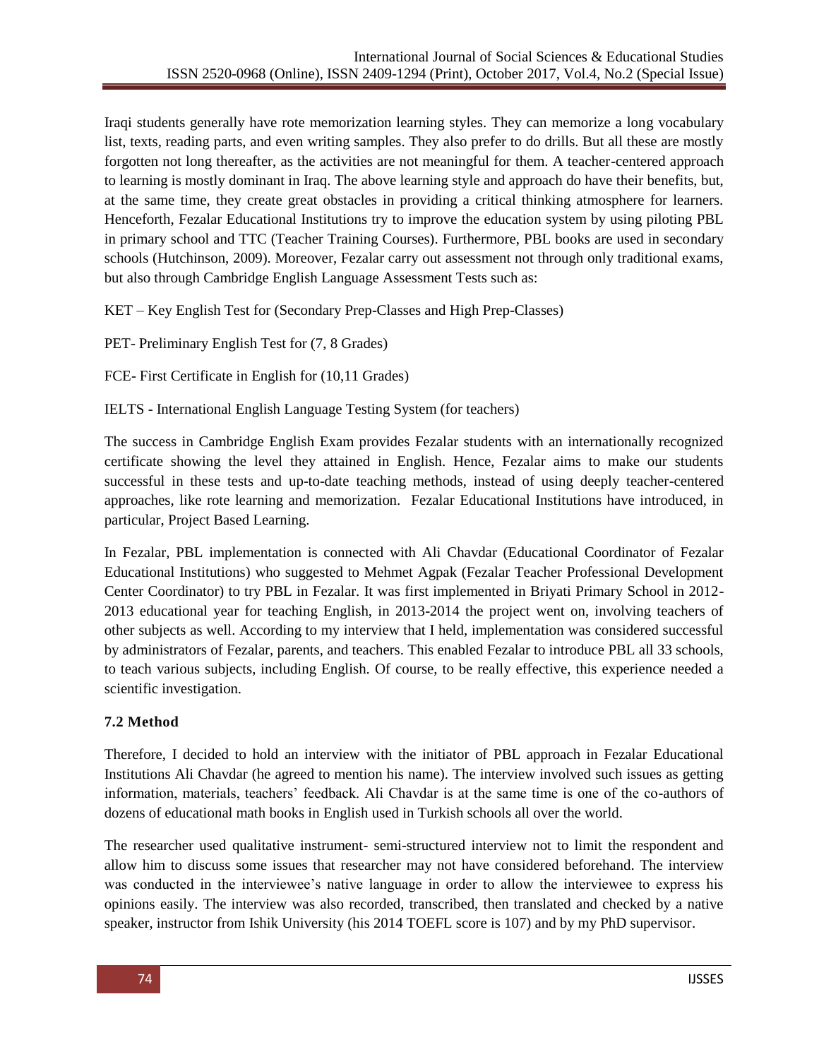Iraqi students generally have rote memorization learning styles. They can memorize a long vocabulary list, texts, reading parts, and even writing samples. They also prefer to do drills. But all these are mostly forgotten not long thereafter, as the activities are not meaningful for them. A teacher-centered approach to learning is mostly dominant in Iraq. The above learning style and approach do have their benefits, but, at the same time, they create great obstacles in providing a critical thinking atmosphere for learners. Henceforth, Fezalar Educational Institutions try to improve the education system by using piloting PBL in primary school and TTC (Teacher Training Courses). Furthermore, PBL books are used in secondary schools (Hutchinson, 2009). Moreover, Fezalar carry out assessment not through only traditional exams, but also through Cambridge English Language Assessment Tests such as:

KET – Key English Test for (Secondary Prep-Classes and High Prep-Classes)

PET- Preliminary English Test for (7, 8 Grades)

FCE- First Certificate in English for (10,11 Grades)

IELTS - International English Language Testing System (for teachers)

The success in Cambridge English Exam provides Fezalar students with an internationally recognized certificate showing the level they attained in English. Hence, Fezalar aims to make our students successful in these tests and up-to-date teaching methods, instead of using deeply teacher-centered approaches, like rote learning and memorization. Fezalar Educational Institutions have introduced, in particular, Project Based Learning.

In Fezalar, PBL implementation is connected with Ali Chavdar (Educational Coordinator of Fezalar Educational Institutions) who suggested to Mehmet Agpak (Fezalar Teacher Professional Development Center Coordinator) to try PBL in Fezalar. It was first implemented in Briyati Primary School in 2012-2013 educational year for teaching English, in 2013-2014 the project went on, involving teachers of other subjects as well. According to my interview that I held, implementation was considered successful by administrators of Fezalar, parents, and teachers. This enabled Fezalar to introduce PBL all 33 schools, to teach various subjects, including English. Of course, to be really effective, this experience needed a scientific investigation.

### 7.2 Method

Therefore, I decided to hold an interview with the initiator of PBL approach in Fezalar Educational Institutions Ali Chavdar (he agreed to mention his name). The interview involved such issues as getting information, materials, teachers' feedback. Ali Chavdar is at the same time is one of the co-authors of dozens of educational math books in English used in Turkish schools all over the world.

The researcher used qualitative instrument- semi-structured interview not to limit the respondent and allow him to discuss some issues that researcher may not have considered beforehand. The interview was conducted in the interviewee's native language in order to allow the interviewee to express his opinions easily. The interview was also recorded, transcribed, then translated and checked by a native speaker, instructor from Ishik University (his 2014 TOEFL score is 107) and by my PhD supervisor.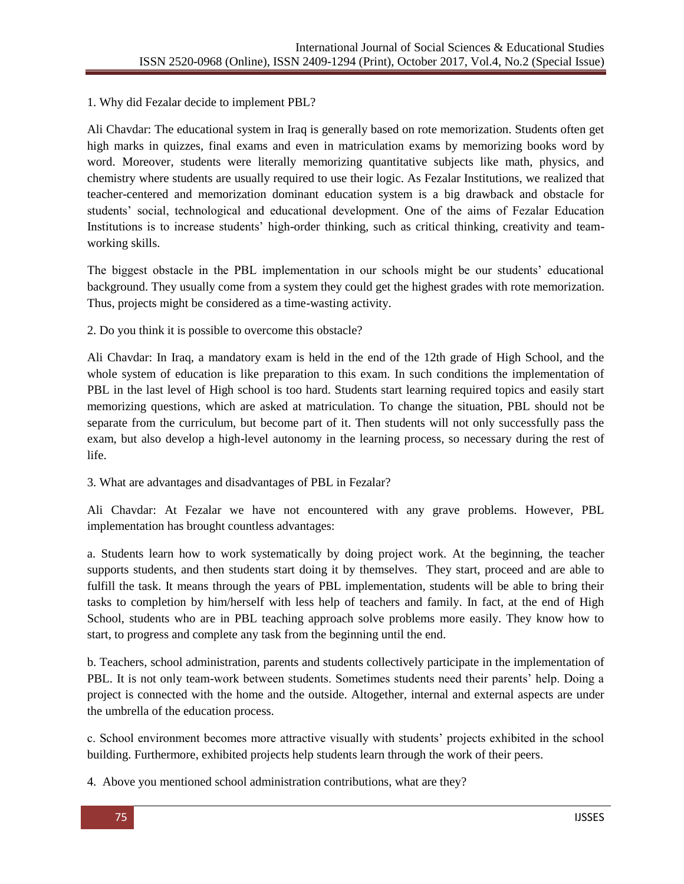1. Why did Fezalar decide to implement PBL?

Ali Chavdar: The educational system in Iraq is generally based on rote memorization. Students often get high marks in quizzes, final exams and even in matriculation exams by memorizing books word by word. Moreover, students were literally memorizing quantitative subjects like math, physics, and chemistry where students are usually required to use their logic. As Fezalar Institutions, we realized that teacher-centered and memorization dominant education system is a big drawback and obstacle for students' social, technological and educational development. One of the aims of Fezalar Education Institutions is to increase students' high-order thinking, such as critical thinking, creativity and team-working skills.

The biggest obstacle in the PBL implementation in our schools might be our students' educational background. They usually come from a system they could get the highest grades with rote memorization. Thus, projects might be considered as a time-wasting activity.

2. Do you think it is possible to overcome this obstacle?

Ali Chavdar: In Iraq, a mandatory exam is held in the end of the 12th grade of High School, and the whole system of education is like preparation to this exam. In such conditions the implementation of PBL in the last level of High school is too hard. Students start learning required topics and easily start memorizing questions, which are asked at matriculation. To change the situation, PBL should not be separate from the curriculum, but become part of it. Then students will not only successfully pass the exam, but also develop a high-level autonomy in the learning process, so necessary during the rest of life.

3. What are advantages and disadvantages of PBL in Fezalar?

Ali Chavdar: At Fezalar we have not encountered with any grave problems. However, PBL implementation has brought countless advantages:

a. Students learn how to work systematically by doing project work. At the beginning, the teacher supports students, and then students start doing it by themselves. They start, proceed and are able to fulfill the task. It means through the years of PBL implementation, students will be able to bring their tasks to completion by him/herself with less help of teachers and family. In fact, at the end of High School, students who are in PBL teaching approach solve problems more easily. They know how to start, to progress and complete any task from the beginning until the end.

b. Teachers, school administration, parents and students collectively participate in the implementation of PBL. It is not only team-work between students. Sometimes students need their parents' help. Doing a project is connected with the home and the outside. Altogether, internal and external aspects are under the umbrella of the education process.

c. School environment becomes more attractive visually with students' projects exhibited in the school building. Furthermore, exhibited projects help students learn through the work of their peers.

4. Above you mentioned school administration contributions, what are they?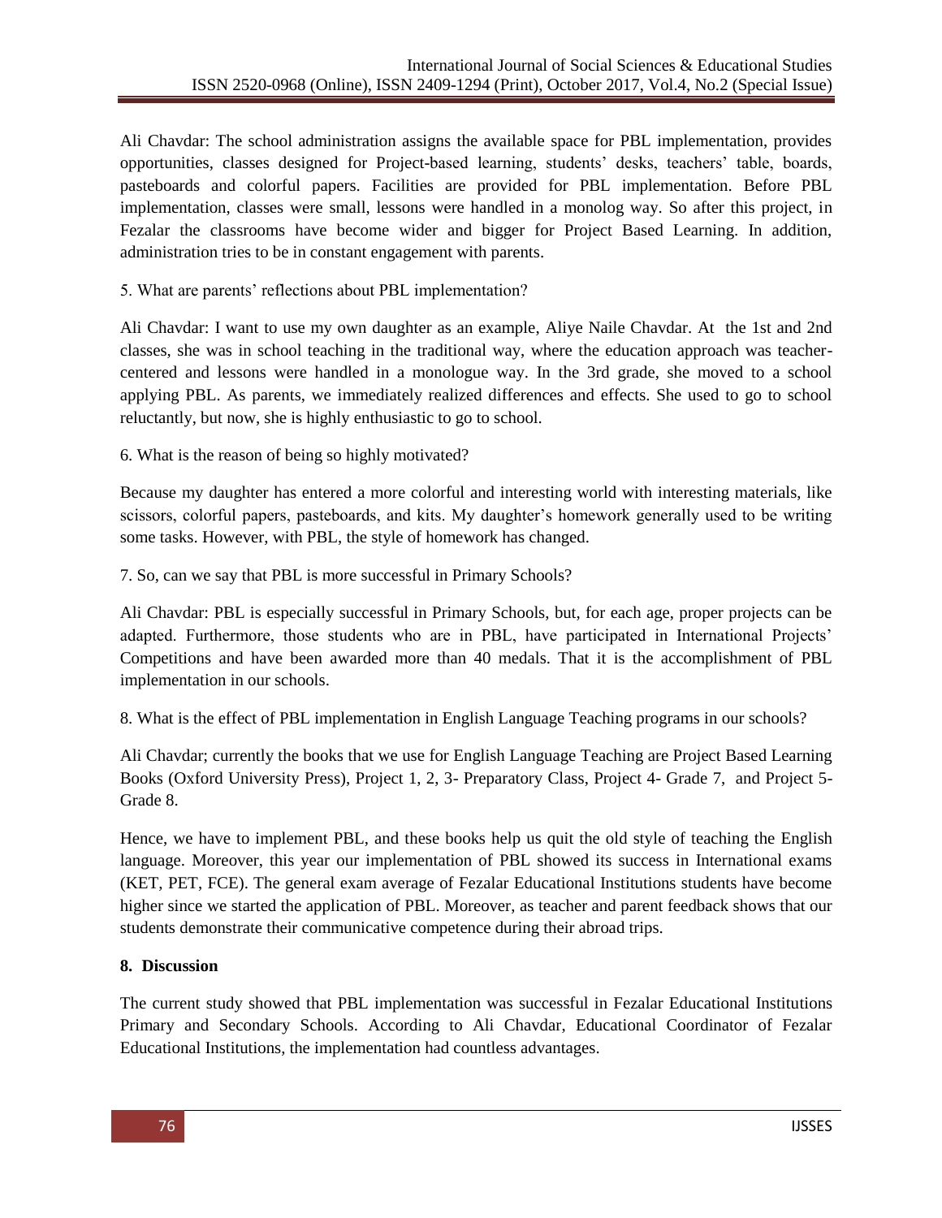Ali Chavdar: The school administration assigns the available space for PBL implementation, provides opportunities, classes designed for Project-based learning, students' desks, teachers' table, boards, pasteboards and colorful papers. Facilities are provided for PBL implementation. Before PBL implementation, classes were small, lessons were handled in a monolog way. So after this project, in Fezalar the classrooms have become wider and bigger for Project Based Learning. In addition, administration tries to be in constant engagement with parents.

5. What are parents' reflections about PBL implementation?

Ali Chavdar: I want to use my own daughter as an example, Aliye Naile Chavdar. At the 1st and 2nd classes, she was in school teaching in the traditional way, where the education approach was teacher-centered and lessons were handled in a monologue way. In the 3rd grade, she moved to a school applying PBL. As parents, we immediately realized differences and effects. She used to go to school reluctantly, but now, she is highly enthusiastic to go to school.

6. What is the reason of being so highly motivated?

Because my daughter has entered a more colorful and interesting world with interesting materials, like scissors, colorful papers, pasteboards, and kits. My daughter's homework generally used to be writing some tasks. However, with PBL, the style of homework has changed.

7. So, can we say that PBL is more successful in Primary Schools?

Ali Chavdar: PBL is especially successful in Primary Schools, but, for each age, proper projects can be adapted. Furthermore, those students who are in PBL, have participated in International Projects' Competitions and have been awarded more than 40 medals. That it is the accomplishment of PBL implementation in our schools.

8. What is the effect of PBL implementation in English Language Teaching programs in our schools?

Ali Chavdar; currently the books that we use for English Language Teaching are Project Based Learning Books (Oxford University Press), Project 1, 2, 3- Preparatory Class, Project 4- Grade 7, and Project 5- Grade 8.

Hence, we have to implement PBL, and these books help us quit the old style of teaching the English language. Moreover, this year our implementation of PBL showed its success in International exams (KET, PET, FCE). The general exam average of Fezalar Educational Institutions students have become higher since we started the application of PBL. Moreover, as teacher and parent feedback shows that our students demonstrate their communicative competence during their abroad trips.

## 8. Discussion

The current study showed that PBL implementation was successful in Fezalar Educational Institutions Primary and Secondary Schools. According to Ali Chavdar, Educational Coordinator of Fezalar Educational Institutions, the implementation had countless advantages.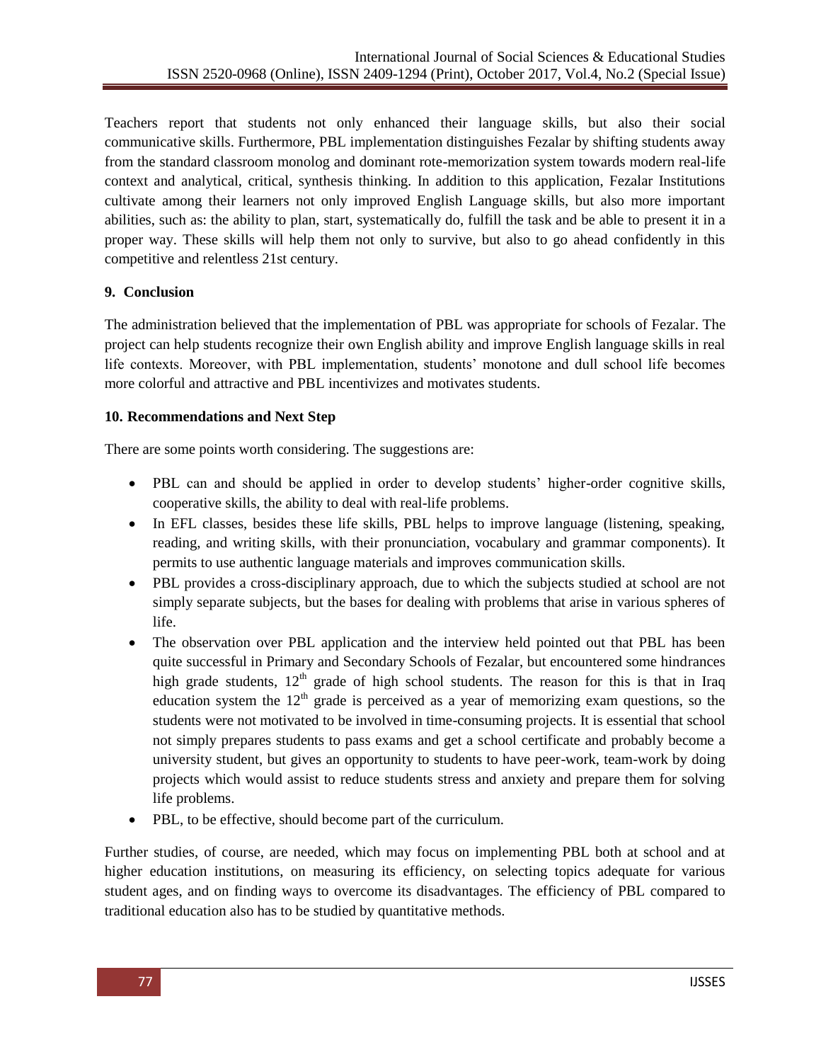Teachers report that students not only enhanced their language skills, but also their social communicative skills. Furthermore, PBL implementation distinguishes Fezalar by shifting students away from the standard classroom monolog and dominant rote-memorization system towards modern real-life context and analytical, critical, synthesis thinking. In addition to this application, Fezalar Institutions cultivate among their learners not only improved English Language skills, but also more important abilities, such as: the ability to plan, start, systematically do, fulfill the task and be able to present it in a proper way. These skills will help them not only to survive, but also to go ahead confidently in this competitive and relentless 21st century.

## 9. Conclusion

The administration believed that the implementation of PBL was appropriate for schools of Fezalar. The project can help students recognize their own English ability and improve English language skills in real life contexts. Moreover, with PBL implementation, students' monotone and dull school life becomes more colorful and attractive and PBL incentivizes and motivates students.

## 10. Recommendations and Next Step

There are some points worth considering. The suggestions are:

- PBL can and should be applied in order to develop students' higher-order cognitive skills, cooperative skills, the ability to deal with real-life problems.
- In EFL classes, besides these life skills, PBL helps to improve language (listening, speaking, reading, and writing skills, with their pronunciation, vocabulary and grammar components). It permits to use authentic language materials and improves communication skills.
- PBL provides a cross-disciplinary approach, due to which the subjects studied at school are not simply separate subjects, but the bases for dealing with problems that arise in various spheres of life.
- The observation over PBL application and the interview held pointed out that PBL has been quite successful in Primary and Secondary Schools of Fezalar, but encountered some hindrances high grade students, 12th grade of high school students. The reason for this is that in Iraq education system the 12th grade is perceived as a year of memorizing exam questions, so the students were not motivated to be involved in time-consuming projects. It is essential that school not simply prepares students to pass exams and get a school certificate and probably become a university student, but gives an opportunity to students to have peer-work, team-work by doing projects which would assist to reduce students stress and anxiety and prepare them for solving life problems.
- PBL, to be effective, should become part of the curriculum.

Further studies, of course, are needed, which may focus on implementing PBL both at school and at higher education institutions, on measuring its efficiency, on selecting topics adequate for various student ages, and on finding ways to overcome its disadvantages. The efficiency of PBL compared to traditional education also has to be studied by quantitative methods.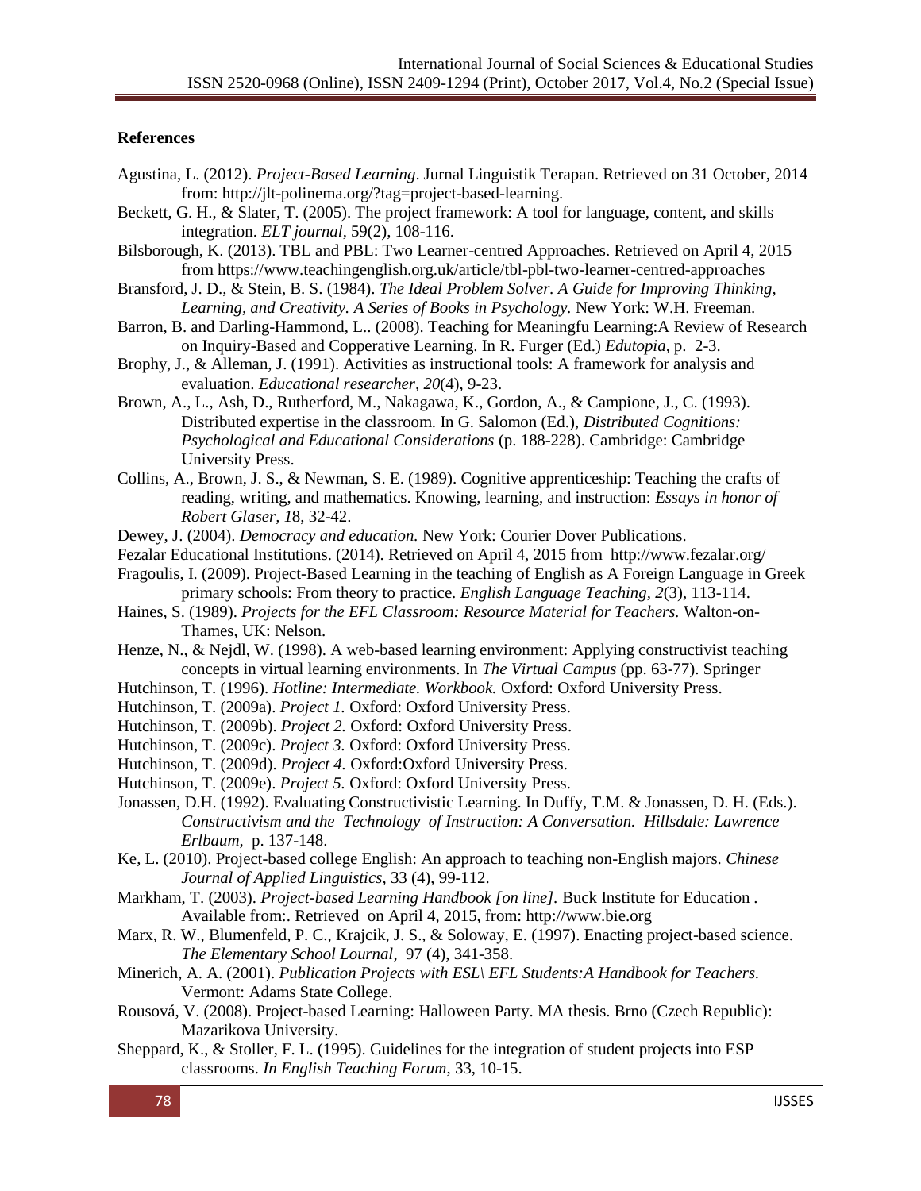**References**

Agustina, L. (2012). *Project-Based Learning*. Jurnal Linguistik Terapan. Retrieved on 31 October, 2014 from: http://jlt-polinema.org/?tag=project-based-learning.

Beckett, G. H., & Slater, T. (2005). The project framework: A tool for language, content, and skills integration. *ELT journal*, 59(2), 108-116.

Bilsborough, K. (2013). TBL and PBL: Two Learner-centred Approaches. Retrieved on April 4, 2015 from https://www.teachingenglish.org.uk/article/tbl-pbl-two-learner-centred-approaches

Bransford, J. D., & Stein, B. S. (1984). *The Ideal Problem Solver. A Guide for Improving Thinking, Learning, and Creativity. A Series of Books in Psychology.* New York: W.H. Freeman.

Barron, B. and Darling-Hammond, L.. (2008). Teaching for Meaningfu Learning:A Review of Research on Inquiry-Based and Copperative Learning. In R. Furger (Ed.) *Edutopia*, p. 2-3.

Brophy, J., & Alleman, J. (1991). Activities as instructional tools: A framework for analysis and evaluation. *Educational researcher*, *20*(4), 9-23.

Brown, A., L., Ash, D., Rutherford, M., Nakagawa, K., Gordon, A., & Campione, J., C. (1993). Distributed expertise in the classroom. In G. Salomon (Ed.), *Distributed Cognitions: Psychological and Educational Considerations* (p. 188-228). Cambridge: Cambridge University Press.

Collins, A., Brown, J. S., & Newman, S. E. (1989). Cognitive apprenticeship: Teaching the crafts of reading, writing, and mathematics. Knowing, learning, and instruction: *Essays in honor of Robert Glaser*, *1*8, 32-42.

Dewey, J. (2004). *Democracy and education.* New York: Courier Dover Publications.

Fezalar Educational Institutions. (2014). Retrieved on April 4, 2015 from http://www.fezalar.org/

Fragoulis, I. (2009). Project-Based Learning in the teaching of English as A Foreign Language in Greek primary schools: From theory to practice. *English Language Teaching*, *2*(3), 113-114.

Haines, S. (1989). *Projects for the EFL Classroom: Resource Material for Teachers.* Walton-on-Thames, UK: Nelson.

Henze, N., & Nejdl, W. (1998). A web-based learning environment: Applying constructivist teaching concepts in virtual learning environments. In *The Virtual Campus* (pp. 63-77). Springer

Hutchinson, T. (1996). *Hotline: Intermediate. Workbook.* Oxford: Oxford University Press.

Hutchinson, T. (2009a). *Project 1.* Oxford: Oxford University Press.

Hutchinson, T. (2009b). *Project 2.* Oxford: Oxford University Press.

Hutchinson, T. (2009c). *Project 3.* Oxford: Oxford University Press.

Hutchinson, T. (2009d). *Project 4.* Oxford:Oxford University Press.

Hutchinson, T. (2009e). *Project 5.* Oxford: Oxford University Press.

Jonassen, D.H. (1992). Evaluating Constructivistic Learning. In Duffy, T.M. & Jonassen, D. H. (Eds.). *Constructivism and the Technology of Instruction: A Conversation. Hillsdale: Lawrence Erlbaum*, p. 137-148.

Ke, L. (2010). Project-based college English: An approach to teaching non-English majors. *Chinese Journal of Applied Linguistics,* 33 (4), 99-112.

Markham, T. (2003). *Project-based Learning Handbook [on line].* Buck Institute for Education . Available from:. Retrieved on April 4, 2015, from: http://www.bie.org

Marx, R. W., Blumenfeld, P. C., Krajcik, J. S., & Soloway, E. (1997). Enacting project-based science. *The Elementary School Lournal*, 97 (4), 341-358.

Minerich, A. A. (2001). *Publication Projects with ESL\ EFL Students:A Handbook for Teachers.* Vermont: Adams State College.

Rousová, V. (2008). Project-based Learning: Halloween Party. MA thesis. Brno (Czech Republic): Mazarikova University.

Sheppard, K., & Stoller, F. L. (1995). Guidelines for the integration of student projects into ESP classrooms. *In English Teaching Forum*, 33, 10-15.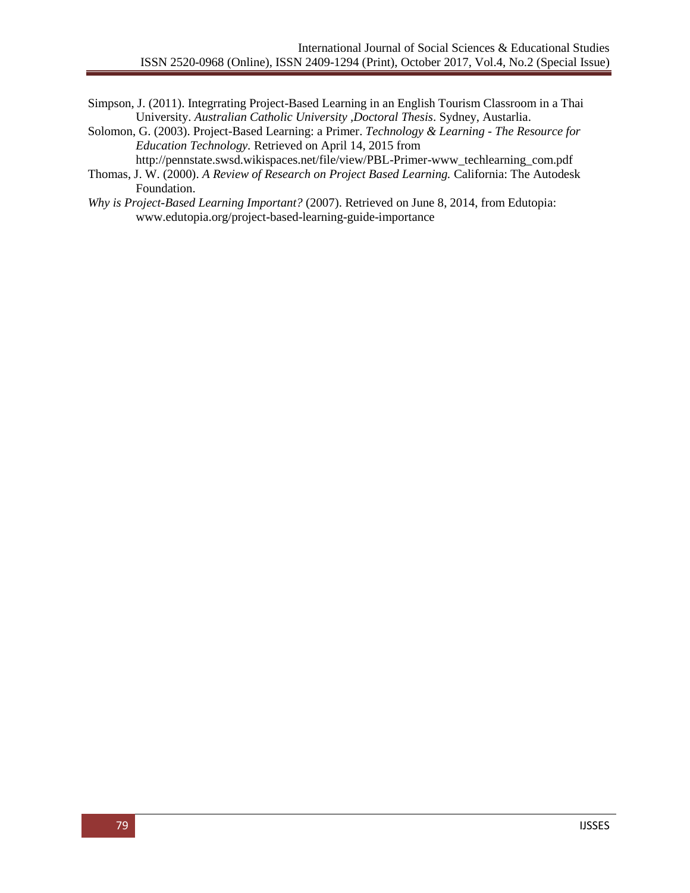Simpson, J. (2011). Integrrating Project-Based Learning in an English Tourism Classroom in a Thai University. *Australian Catholic University ,Doctoral Thesis*. Sydney, Austarlia.

Solomon, G. (2003). Project-Based Learning: a Primer. *Technology & Learning - The Resource for Education Technology*. Retrieved on April 14, 2015 from http://pennstate.swsd.wikispaces.net/file/view/PBL-Primer-www_techlearning_com.pdf

Thomas, J. W. (2000). *A Review of Research on Project Based Learning.* California: The Autodesk Foundation.

*Why is Project-Based Learning Important?* (2007). Retrieved on June 8, 2014, from Edutopia: www.edutopia.org/project-based-learning-guide-importance